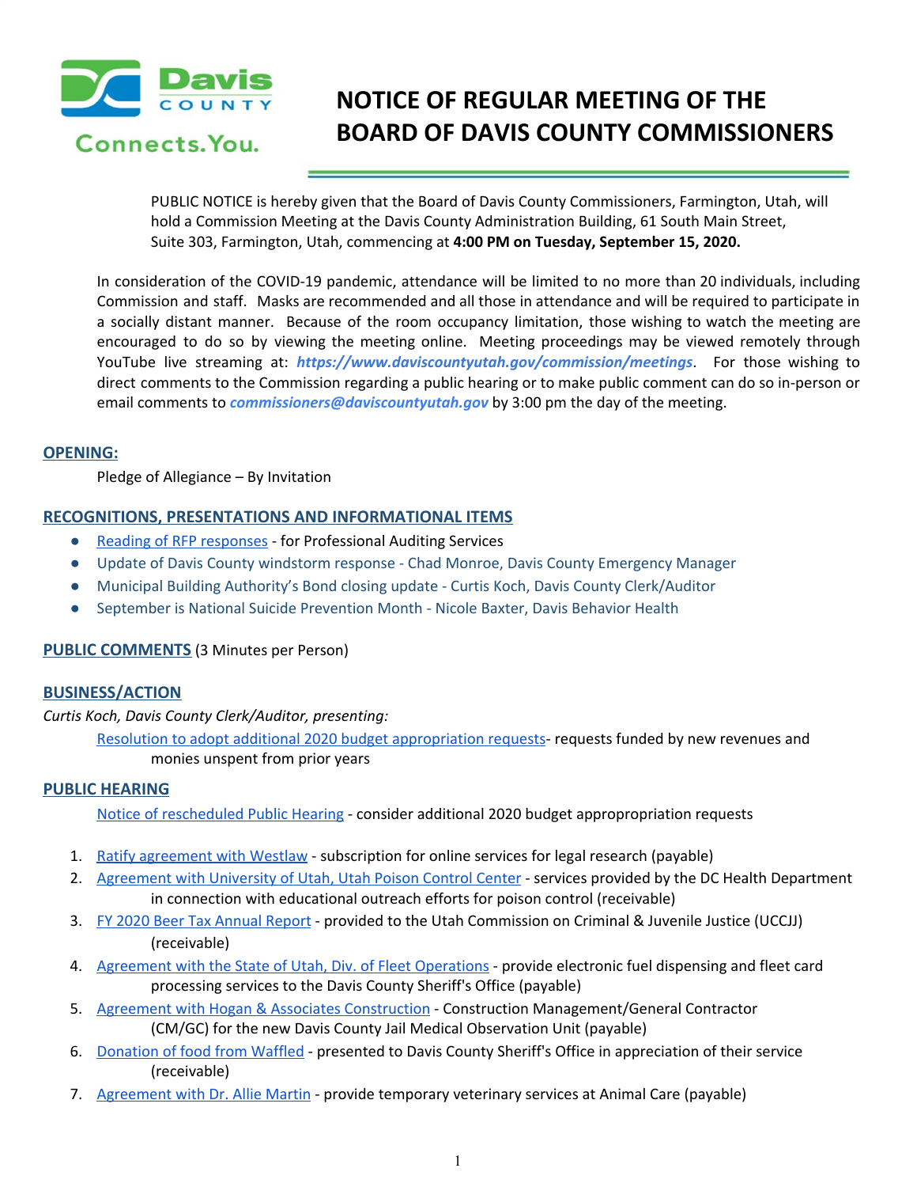# NOTICE OF REGULAR MEETING OF THE BOARD OF DAVIS COUNTY COMMISSIONERS

PUBLIC NOTICE is hereby given that the Board of Davis County Commissioners, Farmington, Utah, will hold a Commission Meeting at the Davis County Administration Building, 61 South Main Street, Suite 303, Farmington, Utah, commencing at **4:00 PM on Tuesday, September 15, 2020.**

In consideration of the COVID-19 pandemic, attendance will be limited to no more than 20 individuals, including Commission and staff. Masks are recommended and all those in attendance and will be required to participate in a socially distant manner. Because of the room occupancy limitation, those wishing to watch the meeting are encouraged to do so by viewing the meeting online. Meeting proceedings may be viewed remotely through YouTube live streaming at: ***https://www.daviscountyutah.gov/commission/meetings***. For those wishing to direct comments to the Commission regarding a public hearing or to make public comment can do so in-person or email comments to ***commissioners@daviscountyutah.gov*** by 3:00 pm the day of the meeting.

## OPENING:

Pledge of Allegiance – By Invitation

## RECOGNITIONS, PRESENTATIONS AND INFORMATIONAL ITEMS

- Reading of RFP responses - for Professional Auditing Services
- Update of Davis County windstorm response - Chad Monroe, Davis County Emergency Manager
- Municipal Building Authority's Bond closing update - Curtis Koch, Davis County Clerk/Auditor
- September is National Suicide Prevention Month - Nicole Baxter, Davis Behavior Health

## PUBLIC COMMENTS (3 Minutes per Person)

## BUSINESS/ACTION

*Curtis Koch, Davis County Clerk/Auditor, presenting:*

Resolution to adopt additional 2020 budget appropriation requests- requests funded by new revenues and monies unspent from prior years

## PUBLIC HEARING

Notice of rescheduled Public Hearing - consider additional 2020 budget appropropriation requests

1. Ratify agreement with Westlaw - subscription for online services for legal research (payable)
2. Agreement with University of Utah, Utah Poison Control Center - services provided by the DC Health Department in connection with educational outreach efforts for poison control (receivable)
3. FY 2020 Beer Tax Annual Report - provided to the Utah Commission on Criminal & Juvenile Justice (UCCJJ) (receivable)
4. Agreement with the State of Utah, Div. of Fleet Operations - provide electronic fuel dispensing and fleet card processing services to the Davis County Sheriff's Office (payable)
5. Agreement with Hogan & Associates Construction - Construction Management/General Contractor (CM/GC) for the new Davis County Jail Medical Observation Unit (payable)
6. Donation of food from Waffled - presented to Davis County Sheriff's Office in appreciation of their service (receivable)
7. Agreement with Dr. Allie Martin - provide temporary veterinary services at Animal Care (payable)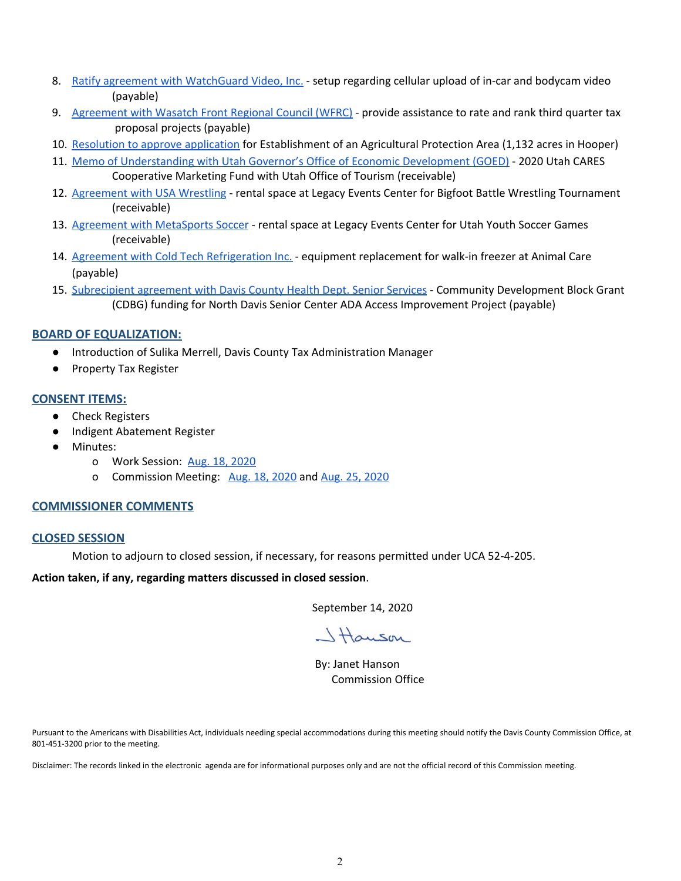8. Ratify agreement with WatchGuard Video, Inc. - setup regarding cellular upload of in-car and bodycam video (payable)
9. Agreement with Wasatch Front Regional Council (WFRC) - provide assistance to rate and rank third quarter tax proposal projects (payable)
10. Resolution to approve application for Establishment of an Agricultural Protection Area (1,132 acres in Hooper)
11. Memo of Understanding with Utah Governor's Office of Economic Development (GOED) - 2020 Utah CARES Cooperative Marketing Fund with Utah Office of Tourism (receivable)
12. Agreement with USA Wrestling - rental space at Legacy Events Center for Bigfoot Battle Wrestling Tournament (receivable)
13. Agreement with MetaSports Soccer - rental space at Legacy Events Center for Utah Youth Soccer Games (receivable)
14. Agreement with Cold Tech Refrigeration Inc. - equipment replacement for walk-in freezer at Animal Care (payable)
15. Subrecipient agreement with Davis County Health Dept. Senior Services - Community Development Block Grant (CDBG) funding for North Davis Senior Center ADA Access Improvement Project (payable)

## BOARD OF EQUALIZATION:

- Introduction of Sulika Merrell, Davis County Tax Administration Manager
- Property Tax Register

## CONSENT ITEMS:

- Check Registers
- Indigent Abatement Register
- Minutes:
  - Work Session: Aug. 18, 2020
  - Commission Meeting: Aug. 18, 2020 and Aug. 25, 2020

## COMMISSIONER COMMENTS

## CLOSED SESSION

Motion to adjourn to closed session, if necessary, for reasons permitted under UCA 52-4-205.

**Action taken, if any, regarding matters discussed in closed session**.

September 14, 2020

J Hanson

By: Janet Hanson
Commission Office

Pursuant to the Americans with Disabilities Act, individuals needing special accommodations during this meeting should notify the Davis County Commission Office, at 801-451-3200 prior to the meeting.

Disclaimer: The records linked in the electronic agenda are for informational purposes only and are not the official record of this Commission meeting.